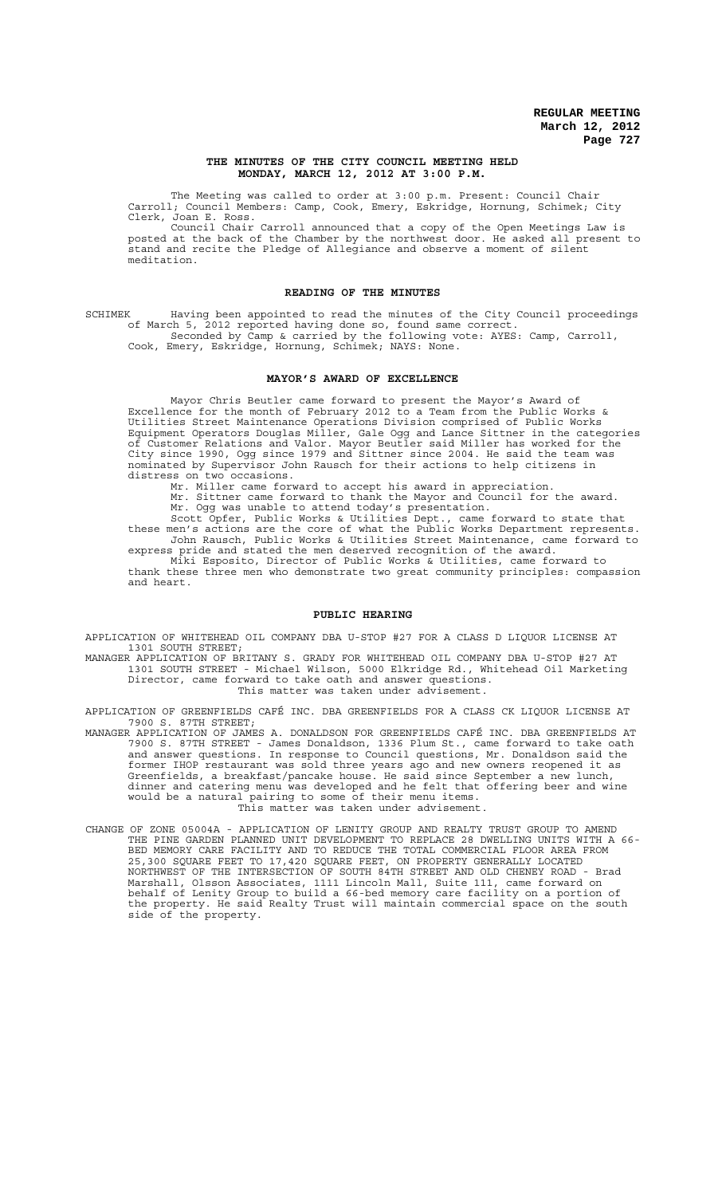**REGULAR MEETING**
**March 12, 2012**

## THE MINUTES OF THE CITY COUNCIL MEETING HELD MONDAY, MARCH 12, 2012 AT 3:00 P.M.

The Meeting was called to order at 3:00 p.m. Present: Council Chair Carroll; Council Members: Camp, Cook, Emery, Eskridge, Hornung, Schimek; City Clerk, Joan E. Ross.

Council Chair Carroll announced that a copy of the Open Meetings Law is posted at the back of the Chamber by the northwest door. He asked all present to stand and recite the Pledge of Allegiance and observe a moment of silent meditation.

### READING OF THE MINUTES

SCHIMEK Having been appointed to read the minutes of the City Council proceedings of March 5, 2012 reported having done so, found same correct.

Seconded by Camp & carried by the following vote: AYES: Camp, Carroll, Cook, Emery, Eskridge, Hornung, Schimek; NAYS: None.

### MAYOR'S AWARD OF EXCELLENCE

Mayor Chris Beutler came forward to present the Mayor's Award of Excellence for the month of February 2012 to a Team from the Public Works & Utilities Street Maintenance Operations Division comprised of Public Works Equipment Operators Douglas Miller, Gale Ogg and Lance Sittner in the categories of Customer Relations and Valor. Mayor Beutler said Miller has worked for the City since 1990, Ogg since 1979 and Sittner since 2004. He said the team was nominated by Supervisor John Rausch for their actions to help citizens in distress on two occasions.

Mr. Miller came forward to accept his award in appreciation.

Mr. Sittner came forward to thank the Mayor and Council for the award.

Mr. Ogg was unable to attend today's presentation.

Scott Opfer, Public Works & Utilities Dept., came forward to state that these men's actions are the core of what the Public Works Department represents.

John Rausch, Public Works & Utilities Street Maintenance, came forward to express pride and stated the men deserved recognition of the award.

Miki Esposito, Director of Public Works & Utilities, came forward to thank these three men who demonstrate two great community principles: compassion and heart.

### PUBLIC HEARING

APPLICATION OF WHITEHEAD OIL COMPANY DBA U-STOP #27 FOR A CLASS D LIQUOR LICENSE AT 1301 SOUTH STREET;

MANAGER APPLICATION OF BRITANY S. GRADY FOR WHITEHEAD OIL COMPANY DBA U-STOP #27 AT 1301 SOUTH STREET - Michael Wilson, 5000 Elkridge Rd., Whitehead Oil Marketing Director, came forward to take oath and answer questions.

This matter was taken under advisement.

APPLICATION OF GREENFIELDS CAFÉ INC. DBA GREENFIELDS FOR A CLASS CK LIQUOR LICENSE AT 7900 S. 87TH STREET;

MANAGER APPLICATION OF JAMES A. DONALDSON FOR GREENFIELDS CAFÉ INC. DBA GREENFIELDS AT 7900 S. 87TH STREET - James Donaldson, 1336 Plum St., came forward to take oath and answer questions. In response to Council questions, Mr. Donaldson said the former IHOP restaurant was sold three years ago and new owners reopened it as Greenfields, a breakfast/pancake house. He said since September a new lunch, dinner and catering menu was developed and he felt that offering beer and wine would be a natural pairing to some of their menu items.

This matter was taken under advisement.

CHANGE OF ZONE 05004A - APPLICATION OF LENITY GROUP AND REALTY TRUST GROUP TO AMEND THE PINE GARDEN PLANNED UNIT DEVELOPMENT TO REPLACE 28 DWELLING UNITS WITH A 66-BED MEMORY CARE FACILITY AND TO REDUCE THE TOTAL COMMERCIAL FLOOR AREA FROM 25,300 SQUARE FEET TO 17,420 SQUARE FEET, ON PROPERTY GENERALLY LOCATED NORTHWEST OF THE INTERSECTION OF SOUTH 84TH STREET AND OLD CHENEY ROAD - Brad Marshall, Olsson Associates, 1111 Lincoln Mall, Suite 111, came forward on behalf of Lenity Group to build a 66-bed memory care facility on a portion of the property. He said Realty Trust will maintain commercial space on the south side of the property.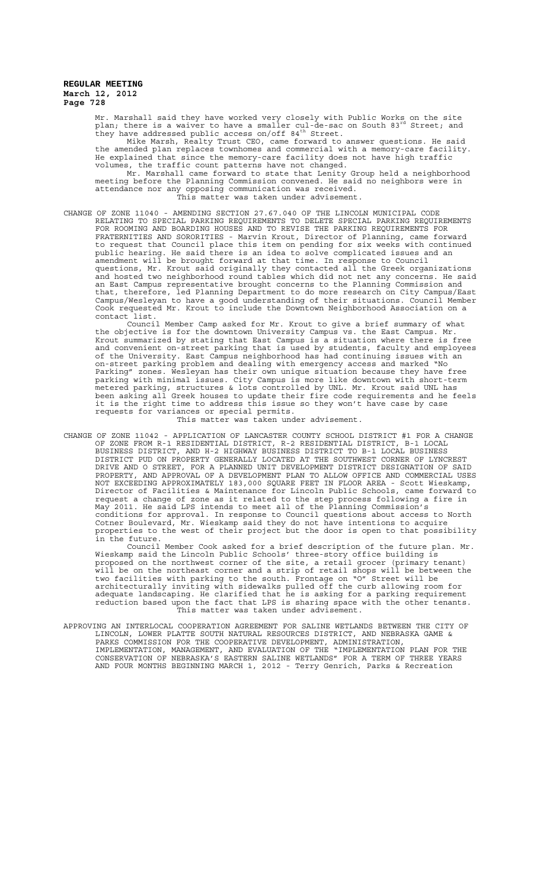Mr. Marshall said they have worked very closely with Public Works on the site plan; there is a waiver to have a smaller cul-de-sac on South 83rd Street; and they have addressed public access on/off 84th Street.

Mike Marsh, Realty Trust CEO, came forward to answer questions. He said the amended plan replaces townhomes and commercial with a memory-care facility. He explained that since the memory-care facility does not have high traffic volumes, the traffic count patterns have not changed.

Mr. Marshall came forward to state that Lenity Group held a neighborhood meeting before the Planning Commission convened. He said no neighbors were in attendance nor any opposing communication was received.

This matter was taken under advisement.

CHANGE OF ZONE 11040 - AMENDING SECTION 27.67.040 OF THE LINCOLN MUNICIPAL CODE RELATING TO SPECIAL PARKING REQUIREMENTS TO DELETE SPECIAL PARKING REQUIREMENTS FOR ROOMING AND BOARDING HOUSES AND TO REVISE THE PARKING REQUIREMENTS FOR FRATERNITIES AND SORORITIES - Marvin Krout, Director of Planning, came forward to request that Council place this item on pending for six weeks with continued public hearing. He said there is an idea to solve complicated issues and an amendment will be brought forward at that time. In response to Council questions, Mr. Krout said originally they contacted all the Greek organizations and hosted two neighborhood round tables which did not net any concerns. He said an East Campus representative brought concerns to the Planning Commission and that, therefore, led Planning Department to do more research on City Campus/East Campus/Wesleyan to have a good understanding of their situations. Council Member Cook requested Mr. Krout to include the Downtown Neighborhood Association on a contact list.

Council Member Camp asked for Mr. Krout to give a brief summary of what the objective is for the downtown University Campus vs. the East Campus. Mr. Krout summarized by stating that East Campus is a situation where there is free and convenient on-street parking that is used by students, faculty and employees of the University. East Campus neighborhood has had continuing issues with an on-street parking problem and dealing with emergency access and marked "No Parking" zones. Wesleyan has their own unique situation because they have free parking with minimal issues. City Campus is more like downtown with short-term metered parking, structures & lots controlled by UNL. Mr. Krout said UNL has been asking all Greek houses to update their fire code requirements and he feels it is the right time to address this issue so they won't have case by case requests for variances or special permits.

This matter was taken under advisement.

CHANGE OF ZONE 11042 - APPLICATION OF LANCASTER COUNTY SCHOOL DISTRICT #1 FOR A CHANGE OF ZONE FROM R-1 RESIDENTIAL DISTRICT, R-2 RESIDENTIAL DISTRICT, B-1 LOCAL BUSINESS DISTRICT, AND H-2 HIGHWAY BUSINESS DISTRICT TO B-1 LOCAL BUSINESS DISTRICT PUD ON PROPERTY GENERALLY LOCATED AT THE SOUTHWEST CORNER OF LYNCREST DRIVE AND O STREET, FOR A PLANNED UNIT DEVELOPMENT DISTRICT DESIGNATION OF SAID PROPERTY, AND APPROVAL OF A DEVELOPMENT PLAN TO ALLOW OFFICE AND COMMERCIAL USES NOT EXCEEDING APPROXIMATELY 183,000 SQUARE FEET IN FLOOR AREA - Scott Wieskamp, Director of Facilities & Maintenance for Lincoln Public Schools, came forward to request a change of zone as it related to the step process following a fire in May 2011. He said LPS intends to meet all of the Planning Commission's conditions for approval. In response to Council questions about access to North Cotner Boulevard, Mr. Wieskamp said they do not have intentions to acquire properties to the west of their project but the door is open to that possibility in the future.

Council Member Cook asked for a brief description of the future plan. Mr. Wieskamp said the Lincoln Public Schools' three-story office building is proposed on the northwest corner of the site, a retail grocer (primary tenant) will be on the northeast corner and a strip of retail shops will be between the two facilities with parking to the south. Frontage on "O" Street will be architecturally inviting with sidewalks pulled off the curb allowing room for adequate landscaping. He clarified that he is asking for a parking requirement reduction based upon the fact that LPS is sharing space with the other tenants.

This matter was taken under advisement.

APPROVING AN INTERLOCAL COOPERATION AGREEMENT FOR SALINE WETLANDS BETWEEN THE CITY OF LINCOLN, LOWER PLATTE SOUTH NATURAL RESOURCES DISTRICT, AND NEBRASKA GAME & PARKS COMMISSION FOR THE COOPERATIVE DEVELOPMENT, ADMINISTRATION, IMPLEMENTATION, MANAGEMENT, AND EVALUATION OF THE "IMPLEMENTATION PLAN FOR THE CONSERVATION OF NEBRASKA'S EASTERN SALINE WETLANDS" FOR A TERM OF THREE YEARS AND FOUR MONTHS BEGINNING MARCH 1, 2012 - Terry Genrich, Parks & Recreation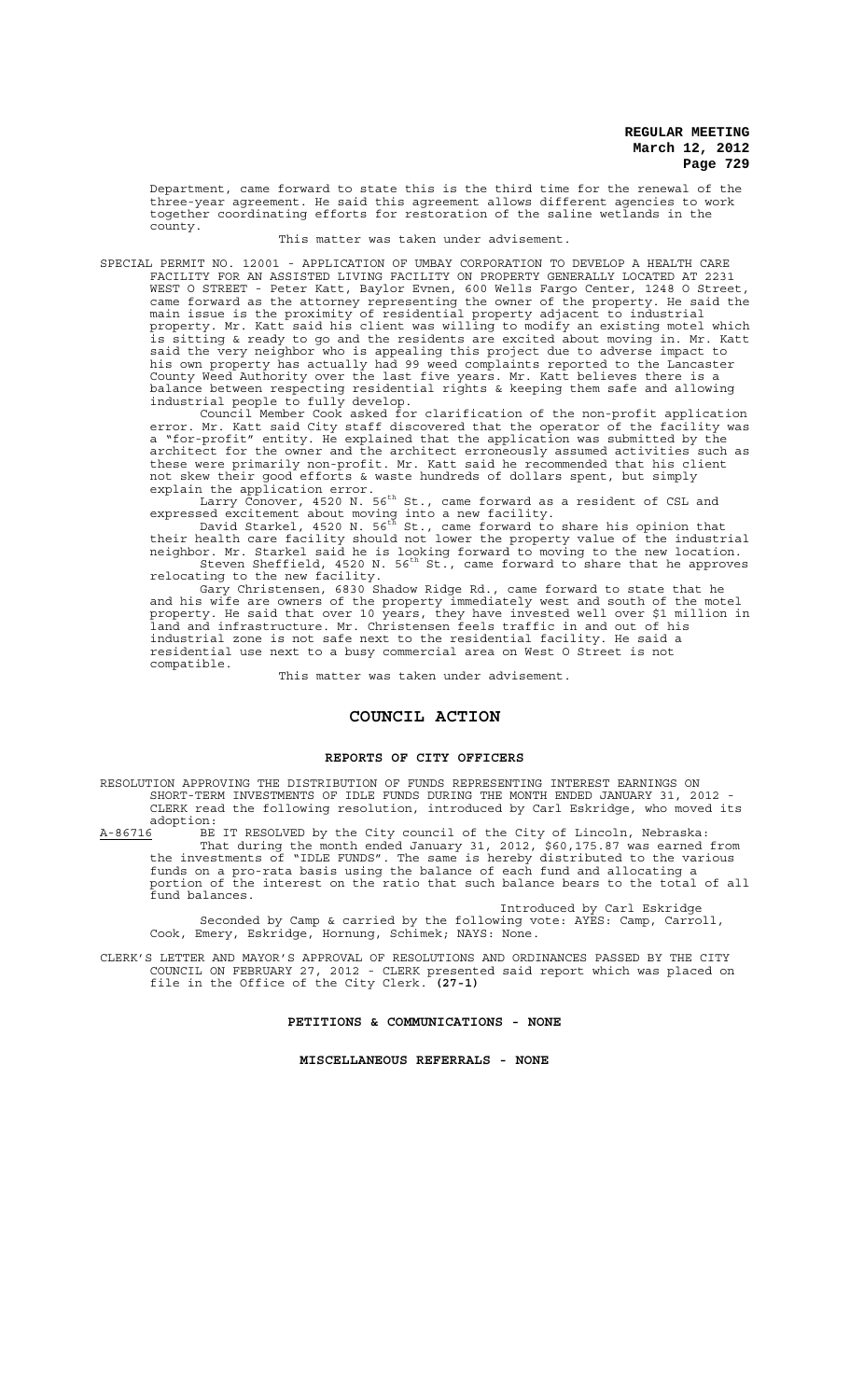Department, came forward to state this is the third time for the renewal of the three-year agreement. He said this agreement allows different agencies to work together coordinating efforts for restoration of the saline wetlands in the county.

This matter was taken under advisement.

SPECIAL PERMIT NO. 12001 - APPLICATION OF UMBAY CORPORATION TO DEVELOP A HEALTH CARE FACILITY FOR AN ASSISTED LIVING FACILITY ON PROPERTY GENERALLY LOCATED AT 2231 WEST O STREET - Peter Katt, Baylor Evnen, 600 Wells Fargo Center, 1248 O Street, came forward as the attorney representing the owner of the property. He said the main issue is the proximity of residential property adjacent to industrial property. Mr. Katt said his client was willing to modify an existing motel which is sitting & ready to go and the residents are excited about moving in. Mr. Katt said the very neighbor who is appealing this project due to adverse impact to his own property has actually had 99 weed complaints reported to the Lancaster County Weed Authority over the last five years. Mr. Katt believes there is a balance between respecting residential rights & keeping them safe and allowing industrial people to fully develop.

Council Member Cook asked for clarification of the non-profit application error. Mr. Katt said City staff discovered that the operator of the facility was a "for-profit" entity. He explained that the application was submitted by the architect for the owner and the architect erroneously assumed activities such as these were primarily non-profit. Mr. Katt said he recommended that his client not skew their good efforts & waste hundreds of dollars spent, but simply explain the application error.

Larry Conover, 4520 N. 56th St., came forward as a resident of CSL and expressed excitement about moving into a new facility.

David Starkel, 4520 N. 56th St., came forward to share his opinion that their health care facility should not lower the property value of the industrial neighbor. Mr. Starkel said he is looking forward to moving to the new location.

Steven Sheffield, 4520 N. 56th St., came forward to share that he approves relocating to the new facility.

Gary Christensen, 6830 Shadow Ridge Rd., came forward to state that he and his wife are owners of the property immediately west and south of the motel property. He said that over 10 years, they have invested well over $1 million in land and infrastructure. Mr. Christensen feels traffic in and out of his industrial zone is not safe next to the residential facility. He said a residential use next to a busy commercial area on West O Street is not compatible.

This matter was taken under advisement.

## COUNCIL ACTION

### REPORTS OF CITY OFFICERS

RESOLUTION APPROVING THE DISTRIBUTION OF FUNDS REPRESENTING INTEREST EARNINGS ON SHORT-TERM INVESTMENTS OF IDLE FUNDS DURING THE MONTH ENDED JANUARY 31, 2012 - CLERK read the following resolution, introduced by Carl Eskridge, who moved its adoption:

A-86716 BE IT RESOLVED by the City council of the City of Lincoln, Nebraska:

That during the month ended January 31, 2012, $60,175.87 was earned from the investments of "IDLE FUNDS". The same is hereby distributed to the various funds on a pro-rata basis using the balance of each fund and allocating a portion of the interest on the ratio that such balance bears to the total of all fund balances.

Introduced by Carl Eskridge

Seconded by Camp & carried by the following vote: AYES: Camp, Carroll, Cook, Emery, Eskridge, Hornung, Schimek; NAYS: None.

CLERK'S LETTER AND MAYOR'S APPROVAL OF RESOLUTIONS AND ORDINANCES PASSED BY THE CITY COUNCIL ON FEBRUARY 27, 2012 - CLERK presented said report which was placed on file in the Office of the City Clerk. **(27-1)**

**PETITIONS & COMMUNICATIONS - NONE**

**MISCELLANEOUS REFERRALS - NONE**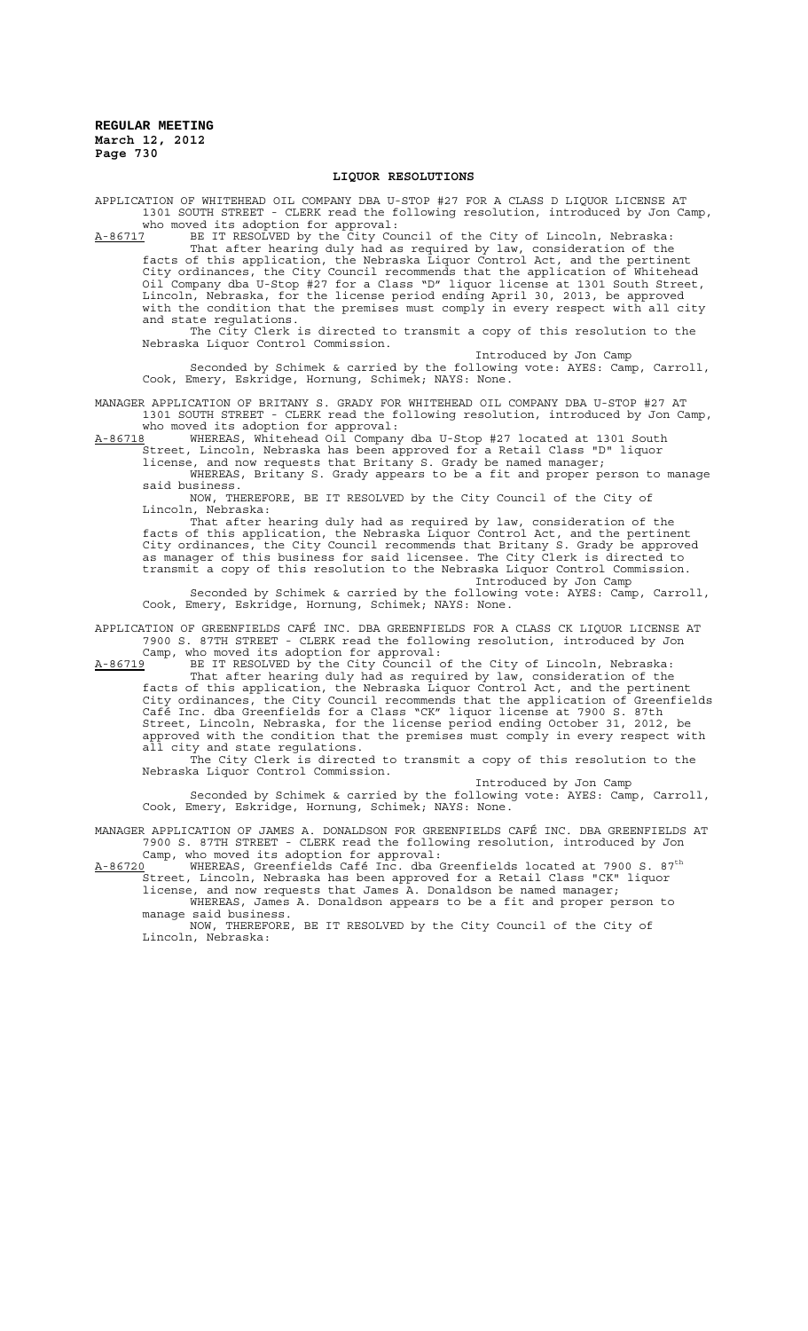## LIQUOR RESOLUTIONS

APPLICATION OF WHITEHEAD OIL COMPANY DBA U-STOP #27 FOR A CLASS D LIQUOR LICENSE AT 1301 SOUTH STREET - CLERK read the following resolution, introduced by Jon Camp, who moved its adoption for approval:

A-86717 BE IT RESOLVED by the City Council of the City of Lincoln, Nebraska:

That after hearing duly had as required by law, consideration of the facts of this application, the Nebraska Liquor Control Act, and the pertinent City ordinances, the City Council recommends that the application of Whitehead Oil Company dba U-Stop #27 for a Class "D" liquor license at 1301 South Street, Lincoln, Nebraska, for the license period ending April 30, 2013, be approved with the condition that the premises must comply in every respect with all city and state regulations.

The City Clerk is directed to transmit a copy of this resolution to the Nebraska Liquor Control Commission.

Introduced by Jon Camp

Seconded by Schimek & carried by the following vote: AYES: Camp, Carroll, Cook, Emery, Eskridge, Hornung, Schimek; NAYS: None.

MANAGER APPLICATION OF BRITANY S. GRADY FOR WHITEHEAD OIL COMPANY DBA U-STOP #27 AT 1301 SOUTH STREET - CLERK read the following resolution, introduced by Jon Camp, who moved its adoption for approval:

A-86718 WHEREAS, Whitehead Oil Company dba U-Stop #27 located at 1301 South Street, Lincoln, Nebraska has been approved for a Retail Class "D" liquor license, and now requests that Britany S. Grady be named manager;

WHEREAS, Britany S. Grady appears to be a fit and proper person to manage said business.

NOW, THEREFORE, BE IT RESOLVED by the City Council of the City of Lincoln, Nebraska:

That after hearing duly had as required by law, consideration of the facts of this application, the Nebraska Liquor Control Act, and the pertinent City ordinances, the City Council recommends that Britany S. Grady be approved as manager of this business for said licensee. The City Clerk is directed to transmit a copy of this resolution to the Nebraska Liquor Control Commission.

Introduced by Jon Camp

Seconded by Schimek & carried by the following vote: AYES: Camp, Carroll, Cook, Emery, Eskridge, Hornung, Schimek; NAYS: None.

APPLICATION OF GREENFIELDS CAFÉ INC. DBA GREENFIELDS FOR A CLASS CK LIQUOR LICENSE AT 7900 S. 87TH STREET - CLERK read the following resolution, introduced by Jon Camp, who moved its adoption for approval:

A-86719 BE IT RESOLVED by the City Council of the City of Lincoln, Nebraska:

That after hearing duly had as required by law, consideration of the facts of this application, the Nebraska Liquor Control Act, and the pertinent City ordinances, the City Council recommends that the application of Greenfields Café Inc. dba Greenfields for a Class "CK" liquor license at 7900 S. 87th Street, Lincoln, Nebraska, for the license period ending October 31, 2012, be approved with the condition that the premises must comply in every respect with all city and state regulations.

The City Clerk is directed to transmit a copy of this resolution to the Nebraska Liquor Control Commission.

Introduced by Jon Camp

Seconded by Schimek & carried by the following vote: AYES: Camp, Carroll, Cook, Emery, Eskridge, Hornung, Schimek; NAYS: None.

MANAGER APPLICATION OF JAMES A. DONALDSON FOR GREENFIELDS CAFÉ INC. DBA GREENFIELDS AT 7900 S. 87TH STREET - CLERK read the following resolution, introduced by Jon Camp, who moved its adoption for approval:

A-86720 WHEREAS, Greenfields Café Inc. dba Greenfields located at 7900 S. 87th Street, Lincoln, Nebraska has been approved for a Retail Class "CK" liquor license, and now requests that James A. Donaldson be named manager;

WHEREAS, James A. Donaldson appears to be a fit and proper person to manage said business.

NOW, THEREFORE, BE IT RESOLVED by the City Council of the City of Lincoln, Nebraska: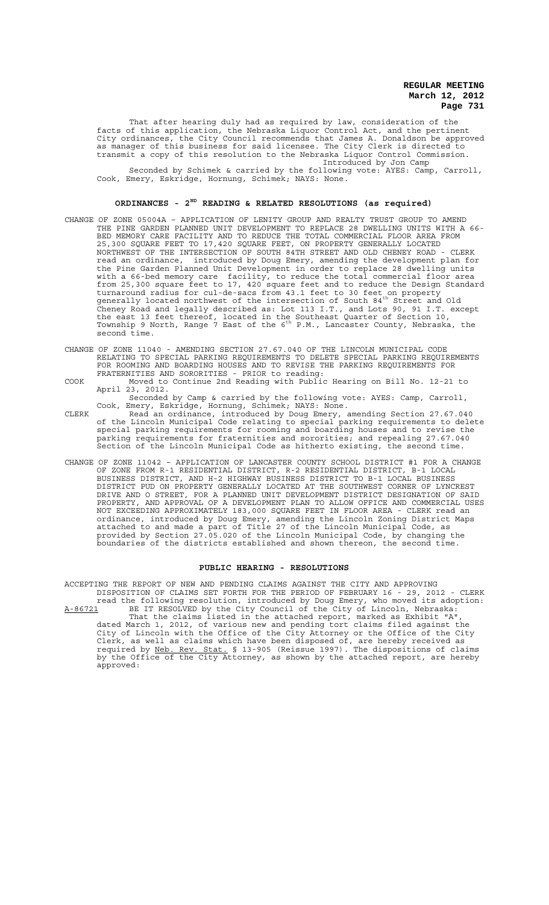That after hearing duly had as required by law, consideration of the facts of this application, the Nebraska Liquor Control Act, and the pertinent City ordinances, the City Council recommends that James A. Donaldson be approved as manager of this business for said licensee. The City Clerk is directed to transmit a copy of this resolution to the Nebraska Liquor Control Commission.

Introduced by Jon Camp

Seconded by Schimek & carried by the following vote: AYES: Camp, Carroll, Cook, Emery, Eskridge, Hornung, Schimek; NAYS: None.

## ORDINANCES - 2ND READING & RELATED RESOLUTIONS (as required)

CHANGE OF ZONE 05004A – APPLICATION OF LENITY GROUP AND REALTY TRUST GROUP TO AMEND THE PINE GARDEN PLANNED UNIT DEVELOPMENT TO REPLACE 28 DWELLING UNITS WITH A 66-BED MEMORY CARE FACILITY AND TO REDUCE THE TOTAL COMMERCIAL FLOOR AREA FROM 25,300 SQUARE FEET TO 17,420 SQUARE FEET, ON PROPERTY GENERALLY LOCATED NORTHWEST OF THE INTERSECTION OF SOUTH 84TH STREET AND OLD CHENEY ROAD - CLERK read an ordinance, introduced by Doug Emery, amending the development plan for the Pine Garden Planned Unit Development in order to replace 28 dwelling units with a 66-bed memory care facility, to reduce the total commercial floor area from 25,300 square feet to 17, 420 square feet and to reduce the Design Standard turnaround radius for cul-de-sacs from 43.1 feet to 30 feet on property generally located northwest of the intersection of South 84th Street and Old Cheney Road and legally described as: Lot 113 I.T., and Lots 90, 91 I.T. except the east 13 feet thereof, located in the Southeast Quarter of Section 10, Township 9 North, Range 7 East of the 6th P.M., Lancaster County, Nebraska, the second time.

CHANGE OF ZONE 11040 - AMENDING SECTION 27.67.040 OF THE LINCOLN MUNICIPAL CODE RELATING TO SPECIAL PARKING REQUIREMENTS TO DELETE SPECIAL PARKING REQUIREMENTS FOR ROOMING AND BOARDING HOUSES AND TO REVISE THE PARKING REQUIREMENTS FOR FRATERNITIES AND SORORITIES - PRIOR to reading:

COOK Moved to Continue 2nd Reading with Public Hearing on Bill No. 12-21 to April 23, 2012.

Seconded by Camp & carried by the following vote: AYES: Camp, Carroll, Cook, Emery, Eskridge, Hornung, Schimek; NAYS: None.

CLERK Read an ordinance, introduced by Doug Emery, amending Section 27.67.040 of the Lincoln Municipal Code relating to special parking requirements to delete special parking requirements for rooming and boarding houses and to revise the parking requirements for fraternities and sororities; and repealing 27.67.040 Section of the Lincoln Municipal Code as hitherto existing, the second time.

CHANGE OF ZONE 11042 – APPLICATION OF LANCASTER COUNTY SCHOOL DISTRICT #1 FOR A CHANGE OF ZONE FROM R-1 RESIDENTIAL DISTRICT, R-2 RESIDENTIAL DISTRICT, B-1 LOCAL BUSINESS DISTRICT, AND H-2 HIGHWAY BUSINESS DISTRICT TO B-1 LOCAL BUSINESS DISTRICT PUD ON PROPERTY GENERALLY LOCATED AT THE SOUTHWEST CORNER OF LYNCREST DRIVE AND O STREET, FOR A PLANNED UNIT DEVELOPMENT DISTRICT DESIGNATION OF SAID PROPERTY, AND APPROVAL OF A DEVELOPMENT PLAN TO ALLOW OFFICE AND COMMERCIAL USES NOT EXCEEDING APPROXIMATELY 183,000 SQUARE FEET IN FLOOR AREA - CLERK read an ordinance, introduced by Doug Emery, amending the Lincoln Zoning District Maps attached to and made a part of Title 27 of the Lincoln Municipal Code, as provided by Section 27.05.020 of the Lincoln Municipal Code, by changing the boundaries of the districts established and shown thereon, the second time.

## PUBLIC HEARING - RESOLUTIONS

ACCEPTING THE REPORT OF NEW AND PENDING CLAIMS AGAINST THE CITY AND APPROVING DISPOSITION OF CLAIMS SET FORTH FOR THE PERIOD OF FEBRUARY 16 - 29, 2012 - CLERK read the following resolution, introduced by Doug Emery, who moved its adoption:

A-86721 BE IT RESOLVED by the City Council of the City of Lincoln, Nebraska:

That the claims listed in the attached report, marked as Exhibit "A", dated March 1, 2012, of various new and pending tort claims filed against the City of Lincoln with the Office of the City Attorney or the Office of the City Clerk, as well as claims which have been disposed of, are hereby received as required by Neb. Rev. Stat. § 13-905 (Reissue 1997). The dispositions of claims by the Office of the City Attorney, as shown by the attached report, are hereby approved: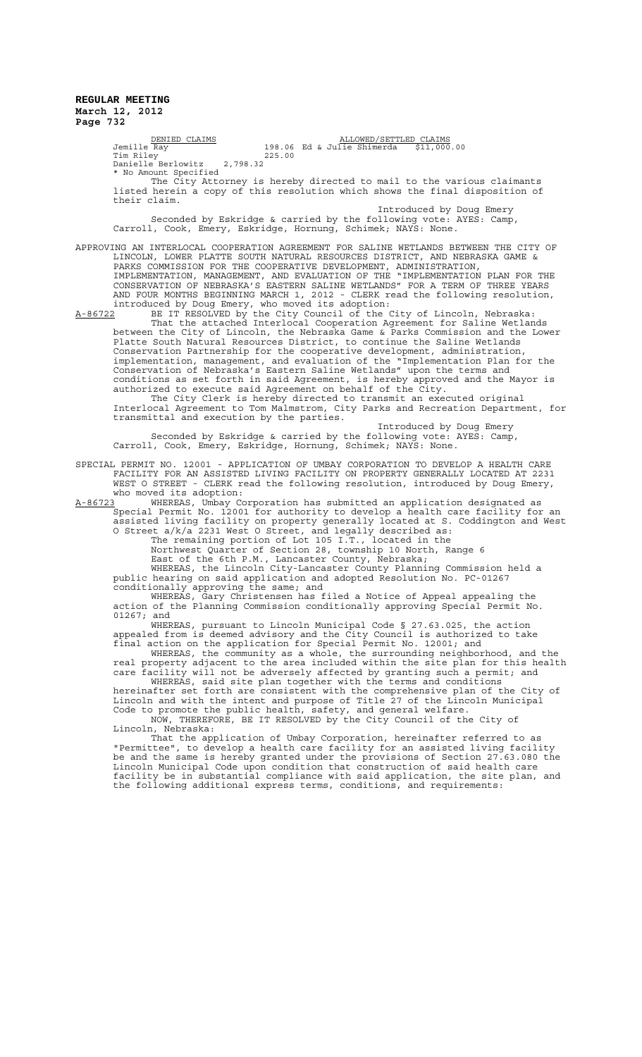| DENIED CLAIMS | | ALLOWED/SETTLED CLAIMS | |
|---|---|---|---|
| Jemille Ray | 198.06 | Ed & Julie Shimerda | $11,000.00 |
| Tim Riley | 225.00 | | |
| Danielle Berlowitz | 2,798.32 | | |

\* No Amount Specified

The City Attorney is hereby directed to mail to the various claimants listed herein a copy of this resolution which shows the final disposition of their claim.

Introduced by Doug Emery

Seconded by Eskridge & carried by the following vote: AYES: Camp, Carroll, Cook, Emery, Eskridge, Hornung, Schimek; NAYS: None.

APPROVING AN INTERLOCAL COOPERATION AGREEMENT FOR SALINE WETLANDS BETWEEN THE CITY OF LINCOLN, LOWER PLATTE SOUTH NATURAL RESOURCES DISTRICT, AND NEBRASKA GAME & PARKS COMMISSION FOR THE COOPERATIVE DEVELOPMENT, ADMINISTRATION, IMPLEMENTATION, MANAGEMENT, AND EVALUATION OF THE "IMPLEMENTATION PLAN FOR THE CONSERVATION OF NEBRASKA'S EASTERN SALINE WETLANDS" FOR A TERM OF THREE YEARS AND FOUR MONTHS BEGINNING MARCH 1, 2012 - CLERK read the following resolution, introduced by Doug Emery, who moved its adoption:

A-86722 BE IT RESOLVED by the City Council of the City of Lincoln, Nebraska:

That the attached Interlocal Cooperation Agreement for Saline Wetlands between the City of Lincoln, the Nebraska Game & Parks Commission and the Lower Platte South Natural Resources District, to continue the Saline Wetlands Conservation Partnership for the cooperative development, administration, implementation, management, and evaluation of the "Implementation Plan for the Conservation of Nebraska's Eastern Saline Wetlands" upon the terms and conditions as set forth in said Agreement, is hereby approved and the Mayor is authorized to execute said Agreement on behalf of the City.

The City Clerk is hereby directed to transmit an executed original Interlocal Agreement to Tom Malmstrom, City Parks and Recreation Department, for transmittal and execution by the parties.

Introduced by Doug Emery

Seconded by Eskridge & carried by the following vote: AYES: Camp, Carroll, Cook, Emery, Eskridge, Hornung, Schimek; NAYS: None.

SPECIAL PERMIT NO. 12001 - APPLICATION OF UMBAY CORPORATION TO DEVELOP A HEALTH CARE FACILITY FOR AN ASSISTED LIVING FACILITY ON PROPERTY GENERALLY LOCATED AT 2231 WEST O STREET - CLERK read the following resolution, introduced by Doug Emery, who moved its adoption:

A-86723 WHEREAS, Umbay Corporation has submitted an application designated as Special Permit No. 12001 for authority to develop a health care facility for an assisted living facility on property generally located at S. Coddington and West O Street a/k/a 2231 West O Street, and legally described as:

The remaining portion of Lot 105 I.T., located in the Northwest Quarter of Section 28, township 10 North, Range 6 East of the 6th P.M., Lancaster County, Nebraska;

WHEREAS, the Lincoln City-Lancaster County Planning Commission held a public hearing on said application and adopted Resolution No. PC-01267 conditionally approving the same; and

WHEREAS, Gary Christensen has filed a Notice of Appeal appealing the action of the Planning Commission conditionally approving Special Permit No. 01267; and

WHEREAS, pursuant to Lincoln Municipal Code § 27.63.025, the action appealed from is deemed advisory and the City Council is authorized to take final action on the application for Special Permit No. 12001; and

WHEREAS, the community as a whole, the surrounding neighborhood, and the real property adjacent to the area included within the site plan for this health care facility will not be adversely affected by granting such a permit; and

WHEREAS, said site plan together with the terms and conditions hereinafter set forth are consistent with the comprehensive plan of the City of Lincoln and with the intent and purpose of Title 27 of the Lincoln Municipal Code to promote the public health, safety, and general welfare.

NOW, THEREFORE, BE IT RESOLVED by the City Council of the City of Lincoln, Nebraska:

That the application of Umbay Corporation, hereinafter referred to as "Permittee", to develop a health care facility for an assisted living facility be and the same is hereby granted under the provisions of Section 27.63.080 the Lincoln Municipal Code upon condition that construction of said health care facility be in substantial compliance with said application, the site plan, and the following additional express terms, conditions, and requirements: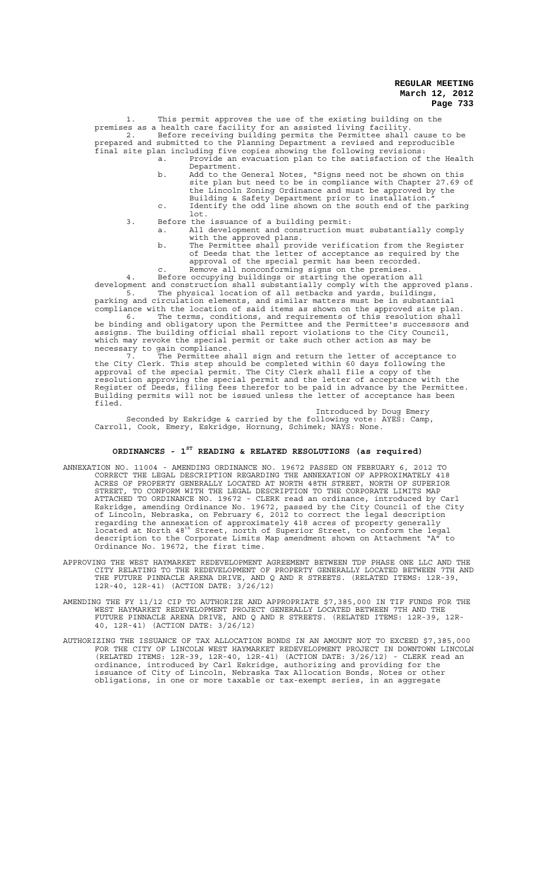1. This permit approves the use of the existing building on the premises as a health care facility for an assisted living facility.

2. Before receiving building permits the Permittee shall cause to be prepared and submitted to the Planning Department a revised and reproducible final site plan including five copies showing the following revisions:

   a. Provide an evacuation plan to the satisfaction of the Health Department.

   b. Add to the General Notes, "Signs need not be shown on this site plan but need to be in compliance with Chapter 27.69 of the Lincoln Zoning Ordinance and must be approved by the Building & Safety Department prior to installation."

   c. Identify the odd line shown on the south end of the parking lot.

3. Before the issuance of a building permit:

   a. All development and construction must substantially comply with the approved plans.

   b. The Permittee shall provide verification from the Register of Deeds that the letter of acceptance as required by the approval of the special permit has been recorded.

   c. Remove all nonconforming signs on the premises.

4. Before occupying buildings or starting the operation all development and construction shall substantially comply with the approved plans.

5. The physical location of all setbacks and yards, buildings, parking and circulation elements, and similar matters must be in substantial compliance with the location of said items as shown on the approved site plan.

6. The terms, conditions, and requirements of this resolution shall be binding and obligatory upon the Permittee and the Permittee's successors and assigns. The building official shall report violations to the City Council, which may revoke the special permit or take such other action as may be necessary to gain compliance.

7. The Permittee shall sign and return the letter of acceptance to the City Clerk. This step should be completed within 60 days following the approval of the special permit. The City Clerk shall file a copy of the resolution approving the special permit and the letter of acceptance with the Register of Deeds, filing fees therefor to be paid in advance by the Permittee. Building permits will not be issued unless the letter of acceptance has been filed.

Introduced by Doug Emery

Seconded by Eskridge & carried by the following vote: AYES: Camp, Carroll, Cook, Emery, Eskridge, Hornung, Schimek; NAYS: None.

## ORDINANCES - 1ST READING & RELATED RESOLUTIONS (as required)

ANNEXATION NO. 11004 - AMENDING ORDINANCE NO. 19672 PASSED ON FEBRUARY 6, 2012 TO CORRECT THE LEGAL DESCRIPTION REGARDING THE ANNEXATION OF APPROXIMATELY 418 ACRES OF PROPERTY GENERALLY LOCATED AT NORTH 48TH STREET, NORTH OF SUPERIOR STREET, TO CONFORM WITH THE LEGAL DESCRIPTION TO THE CORPORATE LIMITS MAP ATTACHED TO ORDINANCE NO. 19672 - CLERK read an ordinance, introduced by Carl Eskridge, amending Ordinance No. 19672, passed by the City Council of the City of Lincoln, Nebraska, on February 6, 2012 to correct the legal description regarding the annexation of approximately 418 acres of property generally located at North 48th Street, north of Superior Street, to conform the legal description to the Corporate Limits Map amendment shown on Attachment "A" to Ordinance No. 19672, the first time.

APPROVING THE WEST HAYMARKET REDEVELOPMENT AGREEMENT BETWEEN TDP PHASE ONE LLC AND THE CITY RELATING TO THE REDEVELOPMENT OF PROPERTY GENERALLY LOCATED BETWEEN 7TH AND THE FUTURE PINNACLE ARENA DRIVE, AND Q AND R STREETS. (RELATED ITEMS: 12R-39, 12R-40, 12R-41) (ACTION DATE: 3/26/12)

AMENDING THE FY 11/12 CIP TO AUTHORIZE AND APPROPRIATE $7,385,000 IN TIF FUNDS FOR THE WEST HAYMARKET REDEVELOPMENT PROJECT GENERALLY LOCATED BETWEEN 7TH AND THE FUTURE PINNACLE ARENA DRIVE, AND Q AND R STREETS. (RELATED ITEMS: 12R-39, 12R-40, 12R-41) (ACTION DATE: 3/26/12)

AUTHORIZING THE ISSUANCE OF TAX ALLOCATION BONDS IN AN AMOUNT NOT TO EXCEED $7,385,000 FOR THE CITY OF LINCOLN WEST HAYMARKET REDEVELOPMENT PROJECT IN DOWNTOWN LINCOLN (RELATED ITEMS: 12R-39, 12R-40, 12R-41) (ACTION DATE: 3/26/12) - CLERK read an ordinance, introduced by Carl Eskridge, authorizing and providing for the issuance of City of Lincoln, Nebraska Tax Allocation Bonds, Notes or other obligations, in one or more taxable or tax-exempt series, in an aggregate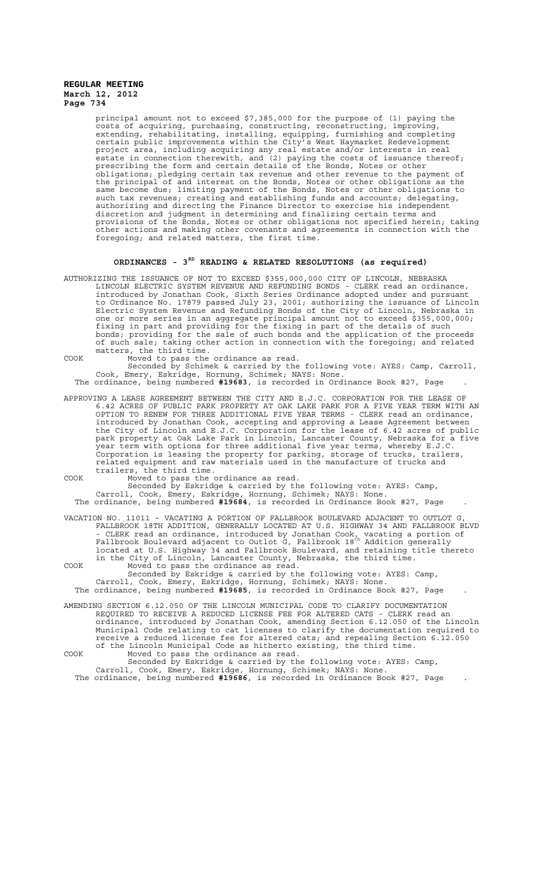principal amount not to exceed $7,385,000 for the purpose of (1) paying the costs of acquiring, purchasing, constructing, reconstructing, improving, extending, rehabilitating, installing, equipping, furnishing and completing certain public improvements within the City's West Haymarket Redevelopment project area, including acquiring any real estate and/or interests in real estate in connection therewith, and (2) paying the costs of issuance thereof; prescribing the form and certain details of the Bonds, Notes or other obligations; pledging certain tax revenue and other revenue to the payment of the principal of and interest on the Bonds, Notes or other obligations as the same become due; limiting payment of the Bonds, Notes or other obligations to such tax revenues; creating and establishing funds and accounts; delegating, authorizing and directing the Finance Director to exercise his independent discretion and judgment in determining and finalizing certain terms and provisions of the Bonds, Notes or other obligations not specified herein; taking other actions and making other covenants and agreements in connection with the foregoing; and related matters, the first time.

## ORDINANCES - 3RD READING & RELATED RESOLUTIONS (as required)

AUTHORIZING THE ISSUANCE OF NOT TO EXCEED $355,000,000 CITY OF LINCOLN, NEBRASKA LINCOLN ELECTRIC SYSTEM REVENUE AND REFUNDING BONDS - CLERK read an ordinance, introduced by Jonathan Cook, Sixth Series Ordinance adopted under and pursuant to Ordinance No. 17879 passed July 23, 2001; authorizing the issuance of Lincoln Electric System Revenue and Refunding Bonds of the City of Lincoln, Nebraska in one or more series in an aggregate principal amount not to exceed $355,000,000; fixing in part and providing for the fixing in part of the details of such bonds; providing for the sale of such bonds and the application of the proceeds of such sale; taking other action in connection with the foregoing; and related matters, the third time.

COOK Moved to pass the ordinance as read.

Seconded by Schimek & carried by the following vote: AYES: Camp, Carroll, Cook, Emery, Eskridge, Hornung, Schimek; NAYS: None.

The ordinance, being numbered **#19683**, is recorded in Ordinance Book #27, Page .

APPROVING A LEASE AGREEMENT BETWEEN THE CITY AND E.J.C. CORPORATION FOR THE LEASE OF 6.42 ACRES OF PUBLIC PARK PROPERTY AT OAK LAKE PARK FOR A FIVE YEAR TERM WITH AN OPTION TO RENEW FOR THREE ADDITIONAL FIVE YEAR TERMS - CLERK read an ordinance, introduced by Jonathan Cook, accepting and approving a Lease Agreement between the City of Lincoln and E.J.C. Corporation for the lease of 6.42 acres of public park property at Oak Lake Park in Lincoln, Lancaster County, Nebraska for a five year term with options for three additional five year terms, whereby E.J.C. Corporation is leasing the property for parking, storage of trucks, trailers, related equipment and raw materials used in the manufacture of trucks and trailers, the third time.

COOK Moved to pass the ordinance as read.

Seconded by Eskridge & carried by the following vote: AYES: Camp, Carroll, Cook, Emery, Eskridge, Hornung, Schimek; NAYS: None.

The ordinance, being numbered **#19684**, is recorded in Ordinance Book #27, Page .

VACATION NO. 11011 – VACATING A PORTION OF FALLBROOK BOULEVARD ADJACENT TO OUTLOT G, FALLBROOK 18TH ADDITION, GENERALLY LOCATED AT U.S. HIGHWAY 34 AND FALLBROOK BLVD - CLERK read an ordinance, introduced by Jonathan Cook, vacating a portion of Fallbrook Boulevard adjacent to Outlot G, Fallbrook 18th Addition generally located at U.S. Highway 34 and Fallbrook Boulevard, and retaining title thereto in the City of Lincoln, Lancaster County, Nebraska, the third time.

COOK Moved to pass the ordinance as read.

Seconded by Eskridge & carried by the following vote: AYES: Camp, Carroll, Cook, Emery, Eskridge, Hornung, Schimek; NAYS: None.

The ordinance, being numbered **#19685**, is recorded in Ordinance Book #27, Page .

AMENDING SECTION 6.12.050 OF THE LINCOLN MUNICIPAL CODE TO CLARIFY DOCUMENTATION REQUIRED TO RECEIVE A REDUCED LICENSE FEE FOR ALTERED CATS - CLERK read an ordinance, introduced by Jonathan Cook, amending Section 6.12.050 of the Lincoln Municipal Code relating to cat licenses to clarify the documentation required to receive a reduced license fee for altered cats; and repealing Section 6.12.050 of the Lincoln Municipal Code as hitherto existing, the third time.

COOK Moved to pass the ordinance as read.

Seconded by Eskridge & carried by the following vote: AYES: Camp, Carroll, Cook, Emery, Eskridge, Hornung, Schimek; NAYS: None.

The ordinance, being numbered **#19686**, is recorded in Ordinance Book #27, Page .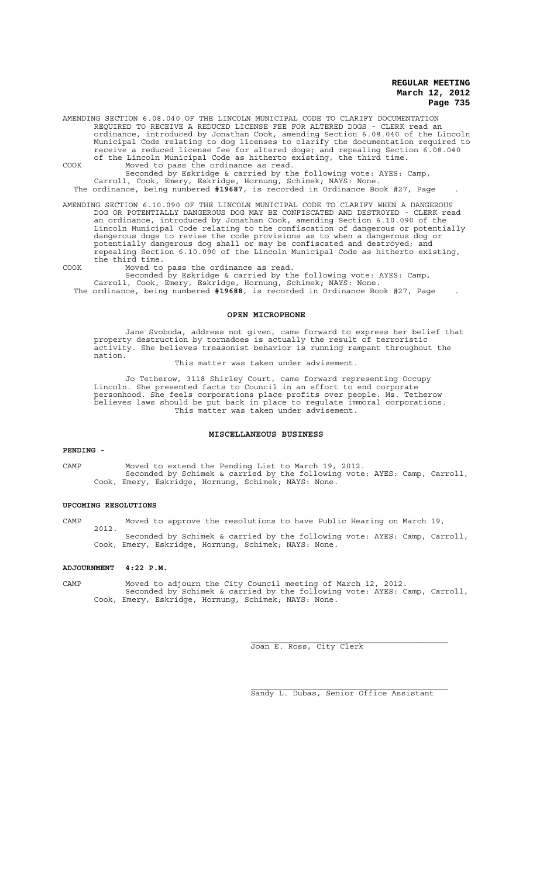AMENDING SECTION 6.08.040 OF THE LINCOLN MUNICIPAL CODE TO CLARIFY DOCUMENTATION REQUIRED TO RECEIVE A REDUCED LICENSE FEE FOR ALTERED DOGS - CLERK read an ordinance, introduced by Jonathan Cook, amending Section 6.08.040 of the Lincoln Municipal Code relating to dog licenses to clarify the documentation required to receive a reduced license fee for altered dogs; and repealing Section 6.08.040 of the Lincoln Municipal Code as hitherto existing, the third time.

COOK Moved to pass the ordinance as read.
Seconded by Eskridge & carried by the following vote: AYES: Camp, Carroll, Cook, Emery, Eskridge, Hornung, Schimek; NAYS: None.
The ordinance, being numbered **#19687**, is recorded in Ordinance Book #27, Page .

AMENDING SECTION 6.10.090 OF THE LINCOLN MUNICIPAL CODE TO CLARIFY WHEN A DANGEROUS DOG OR POTENTIALLY DANGEROUS DOG MAY BE CONFISCATED AND DESTROYED - CLERK read an ordinance, introduced by Jonathan Cook, amending Section 6.10.090 of the Lincoln Municipal Code relating to the confiscation of dangerous or potentially dangerous dogs to revise the code provisions as to when a dangerous dog or potentially dangerous dog shall or may be confiscated and destroyed; and repealing Section 6.10.090 of the Lincoln Municipal Code as hitherto existing, the third time.

COOK Moved to pass the ordinance as read.
Seconded by Eskridge & carried by the following vote: AYES: Camp, Carroll, Cook, Emery, Eskridge, Hornung, Schimek; NAYS: None.
The ordinance, being numbered **#19688**, is recorded in Ordinance Book #27, Page .

## OPEN MICROPHONE

Jane Svoboda, address not given, came forward to express her belief that property destruction by tornadoes is actually the result of terroristic activity. She believes treasonist behavior is running rampant throughout the nation.
This matter was taken under advisement.

Jo Tetherow, 3118 Shirley Court, came forward representing Occupy Lincoln. She presented facts to Council in an effort to end corporate personhood. She feels corporations place profits over people. Ms. Tetherow believes laws should be put back in place to regulate immoral corporations.
This matter was taken under advisement.

## MISCELLANEOUS BUSINESS

**PENDING -**

CAMP Moved to extend the Pending List to March 19, 2012.
Seconded by Schimek & carried by the following vote: AYES: Camp, Carroll, Cook, Emery, Eskridge, Hornung, Schimek; NAYS: None.

**UPCOMING RESOLUTIONS**

CAMP Moved to approve the resolutions to have Public Hearing on March 19, 2012.
Seconded by Schimek & carried by the following vote: AYES: Camp, Carroll, Cook, Emery, Eskridge, Hornung, Schimek; NAYS: None.

**ADJOURNMENT 4:22 P.M.**

CAMP Moved to adjourn the City Council meeting of March 12, 2012.
Seconded by Schimek & carried by the following vote: AYES: Camp, Carroll, Cook, Emery, Eskridge, Hornung, Schimek; NAYS: None.

Joan E. Ross, City Clerk

Sandy L. Dubas, Senior Office Assistant